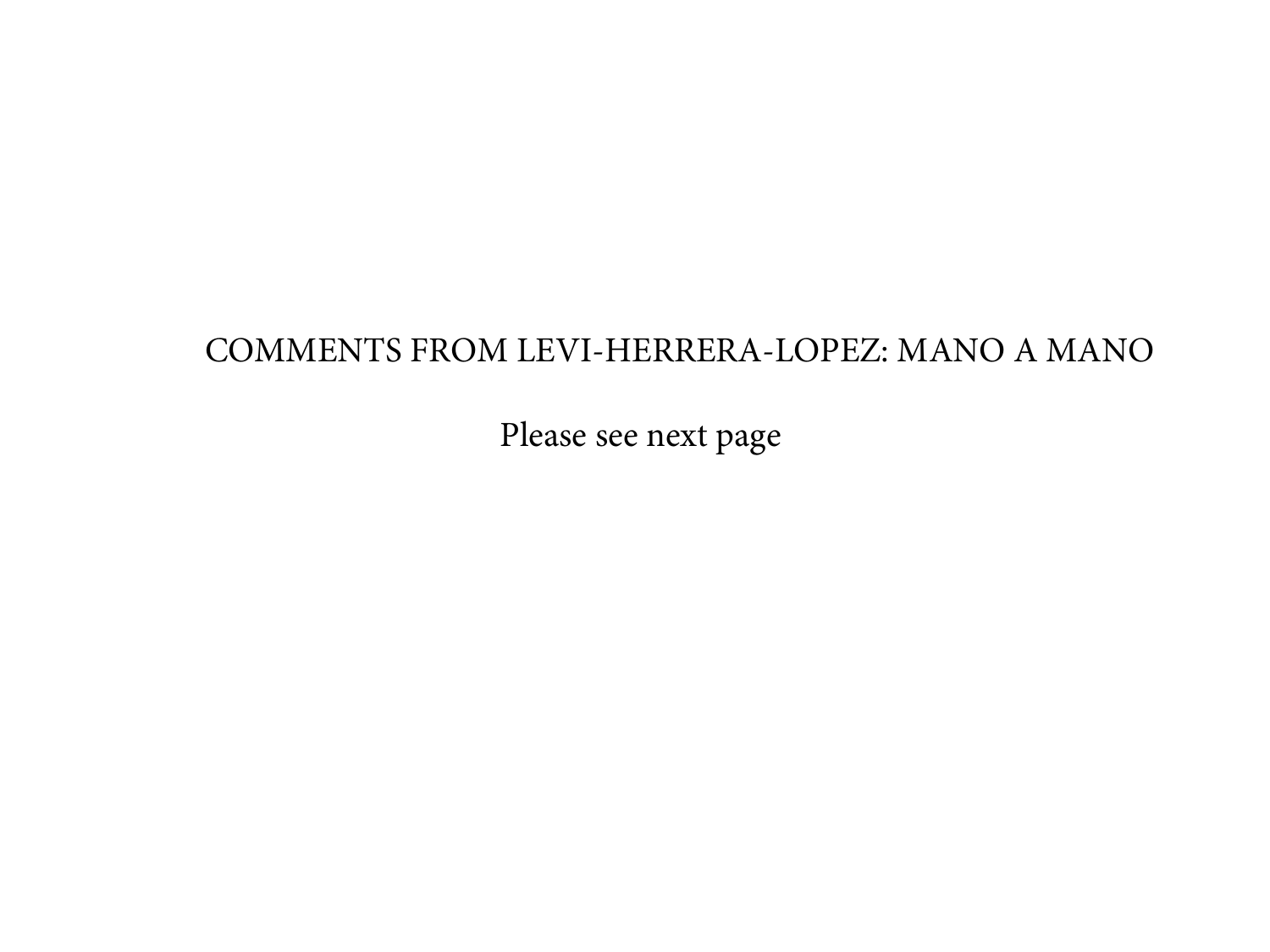# COMMENTS FROM LEVI-HERRERA-LOPEZ: MANO A MANO

Please see next page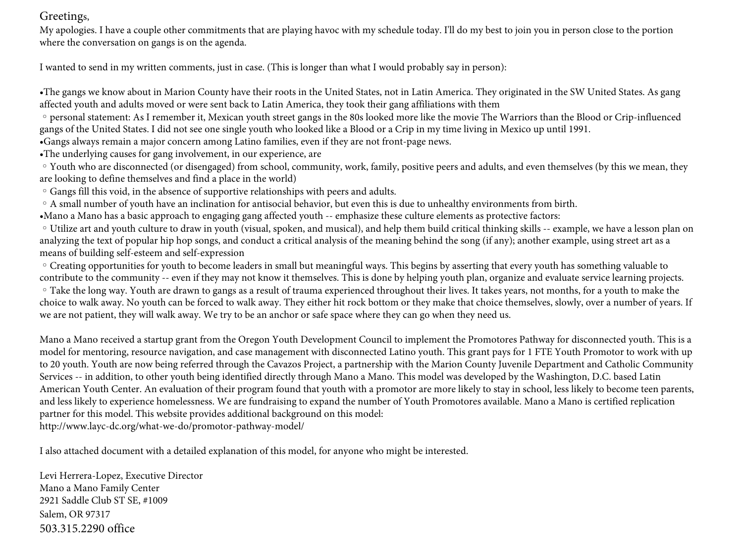Greetings,

My apologies. I have a couple other commitments that are playing havoc with my schedule today. I'll do my best to join you in person close to the portion where the conversation on gangs is on the agenda.

I wanted to send in my written comments, just in case. (This is longer than what I would probably say in person):

- The gangs we know about in Marion County have their roots in the United States, not in Latin America. They originated in the SW United States. As gang affected youth and adults moved or were sent back to Latin America, they took their gang affiliations with them
  - personal statement: As I remember it, Mexican youth street gangs in the 80s looked more like the movie The Warriors than the Blood or Crip-influenced gangs of the United States. I did not see one single youth who looked like a Blood or a Crip in my time living in Mexico up until 1991.
- Gangs always remain a major concern among Latino families, even if they are not front-page news.
- The underlying causes for gang involvement, in our experience, are
  - Youth who are disconnected (or disengaged) from school, community, work, family, positive peers and adults, and even themselves (by this we mean, they are looking to define themselves and find a place in the world)
  - Gangs fill this void, in the absence of supportive relationships with peers and adults.
  - A small number of youth have an inclination for antisocial behavior, but even this is due to unhealthy environments from birth.
- Mano a Mano has a basic approach to engaging gang affected youth -- emphasize these culture elements as protective factors:
  - Utilize art and youth culture to draw in youth (visual, spoken, and musical), and help them build critical thinking skills -- example, we have a lesson plan on analyzing the text of popular hip hop songs, and conduct a critical analysis of the meaning behind the song (if any); another example, using street art as a means of building self-esteem and self-expression
  - Creating opportunities for youth to become leaders in small but meaningful ways. This begins by asserting that every youth has something valuable to contribute to the community -- even if they may not know it themselves. This is done by helping youth plan, organize and evaluate service learning projects.
  - Take the long way. Youth are drawn to gangs as a result of trauma experienced throughout their lives. It takes years, not months, for a youth to make the choice to walk away. No youth can be forced to walk away. They either hit rock bottom or they make that choice themselves, slowly, over a number of years. If we are not patient, they will walk away. We try to be an anchor or safe space where they can go when they need us.

Mano a Mano received a startup grant from the Oregon Youth Development Council to implement the Promotores Pathway for disconnected youth. This is a model for mentoring, resource navigation, and case management with disconnected Latino youth. This grant pays for 1 FTE Youth Promotor to work with up to 20 youth. Youth are now being referred through the Cavazos Project, a partnership with the Marion County Juvenile Department and Catholic Community Services -- in addition, to other youth being identified directly through Mano a Mano. This model was developed by the Washington, D.C. based Latin American Youth Center. An evaluation of their program found that youth with a promotor are more likely to stay in school, less likely to become teen parents, and less likely to experience homelessness. We are fundraising to expand the number of Youth Promotores available. Mano a Mano is certified replication partner for this model. This website provides additional background on this model:
http://www.layc-dc.org/what-we-do/promotor-pathway-model/

I also attached document with a detailed explanation of this model, for anyone who might be interested.

Levi Herrera-Lopez, Executive Director
Mano a Mano Family Center
2921 Saddle Club ST SE, #1009
Salem, OR 97317
503.315.2290 office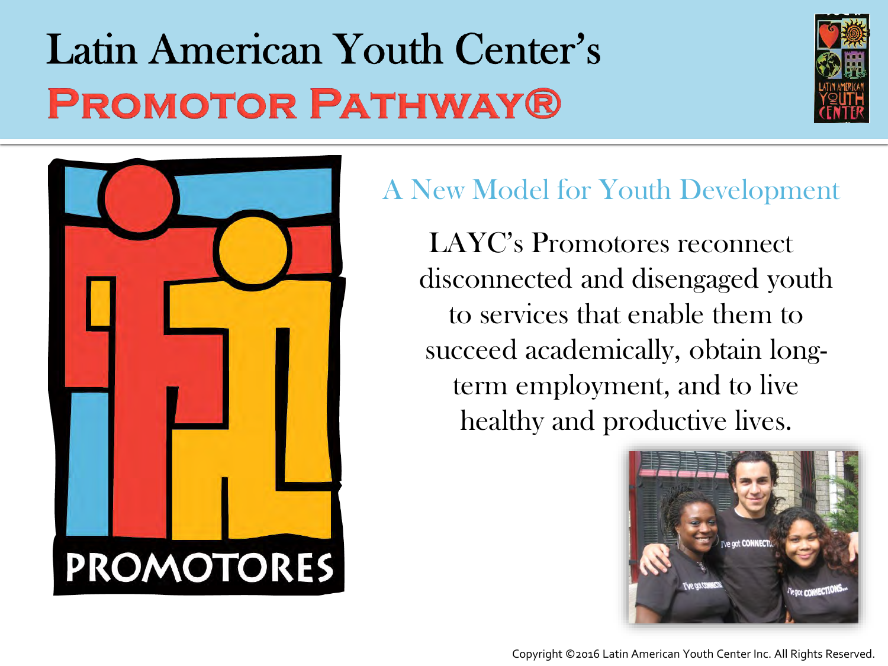# Latin American Youth Center's
## Promotor Pathway®

PROMOTORES

### A New Model for Youth Development

LAYC's Promotores reconnect disconnected and disengaged youth to services that enable them to succeed academically, obtain long-term employment, and to live healthy and productive lives.

Copyright ©2016 Latin American Youth Center Inc. All Rights Reserved.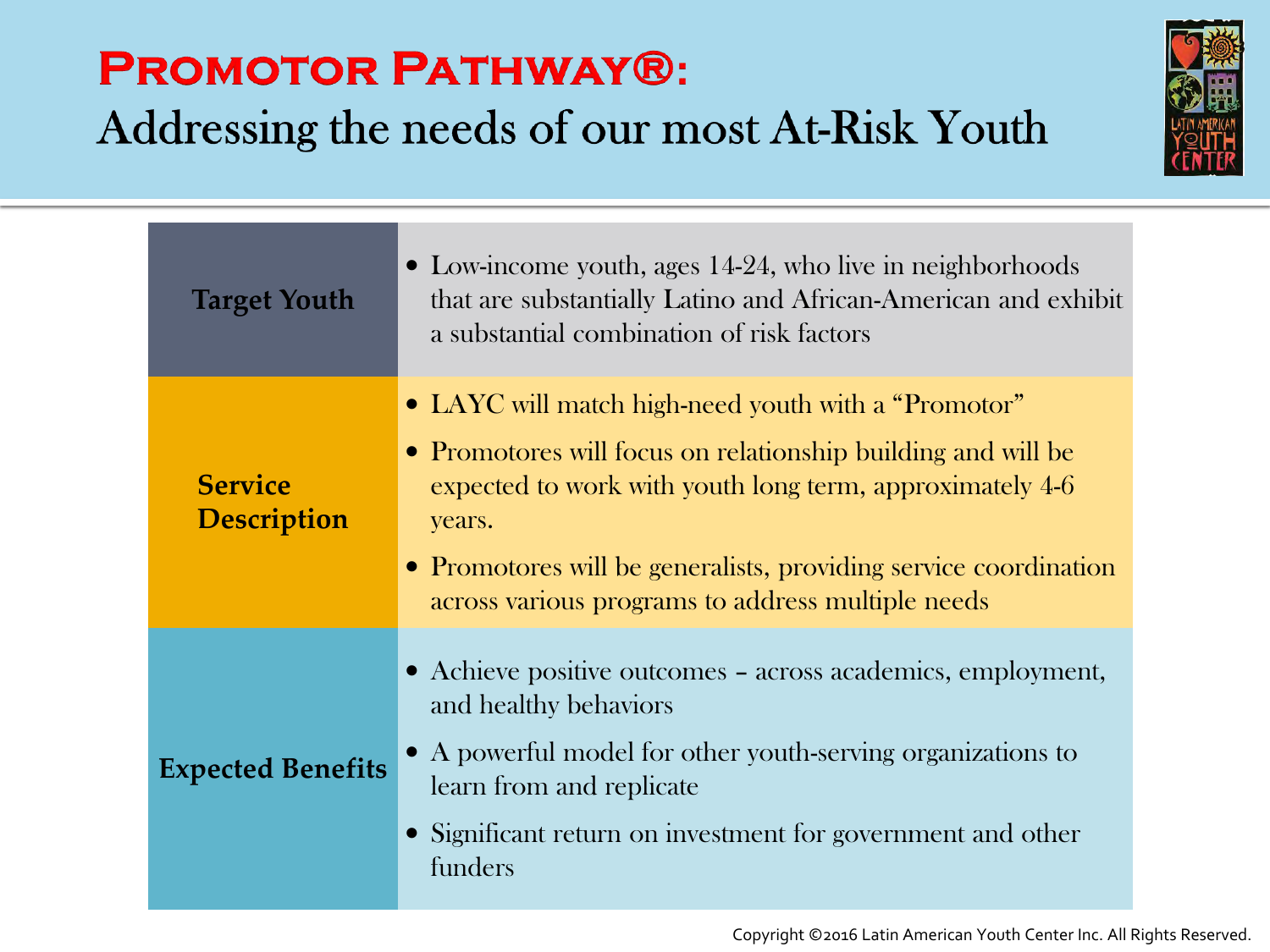# Promotor Pathway®:

## Addressing the needs of our most At-Risk Youth

| | |
|---|---|
| **Target Youth** | • Low-income youth, ages 14-24, who live in neighborhoods that are substantially Latino and African-American and exhibit a substantial combination of risk factors |
| **Service Description** | • LAYC will match high-need youth with a "Promotor"<br>• Promotores will focus on relationship building and will be expected to work with youth long term, approximately 4-6 years.<br>• Promotores will be generalists, providing service coordination across various programs to address multiple needs |
| **Expected Benefits** | • Achieve positive outcomes – across academics, employment, and healthy behaviors<br>• A powerful model for other youth-serving organizations to learn from and replicate<br>• Significant return on investment for government and other funders |

Copyright ©2016 Latin American Youth Center Inc. All Rights Reserved.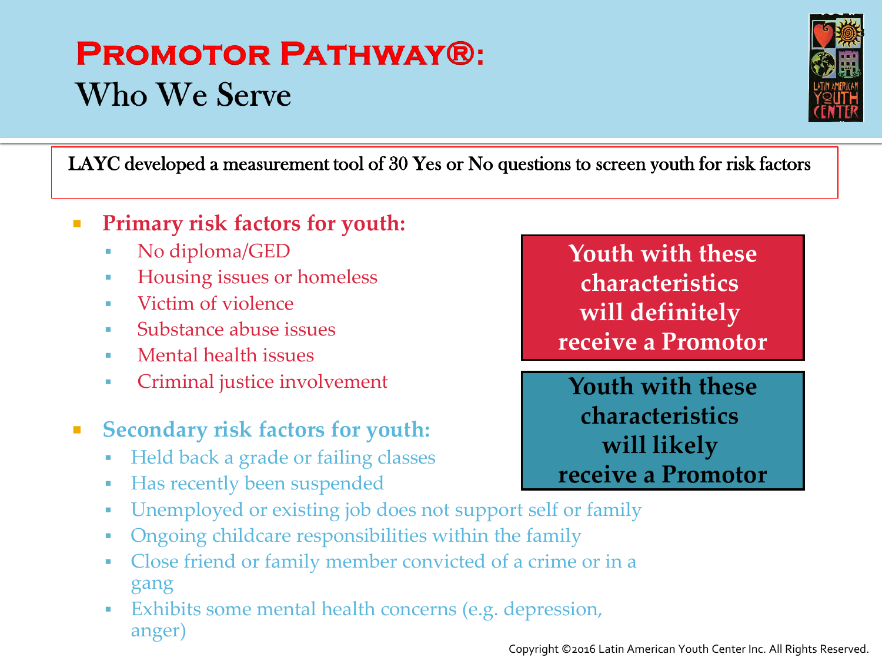# Promotor Pathway®:
## Who We Serve

LAYC developed a measurement tool of 30 Yes or No questions to screen youth for risk factors

- **Primary risk factors for youth:**
  - No diploma/GED
  - Housing issues or homeless
  - Victim of violence
  - Substance abuse issues
  - Mental health issues
  - Criminal justice involvement

**Youth with these characteristics will definitely receive a Promotor**

- **Secondary risk factors for youth:**
  - Held back a grade or failing classes
  - Has recently been suspended
  - Unemployed or existing job does not support self or family
  - Ongoing childcare responsibilities within the family
  - Close friend or family member convicted of a crime or in a gang
  - Exhibits some mental health concerns (e.g. depression, anger)

**Youth with these characteristics will likely receive a Promotor**

Copyright ©2016 Latin American Youth Center Inc. All Rights Reserved.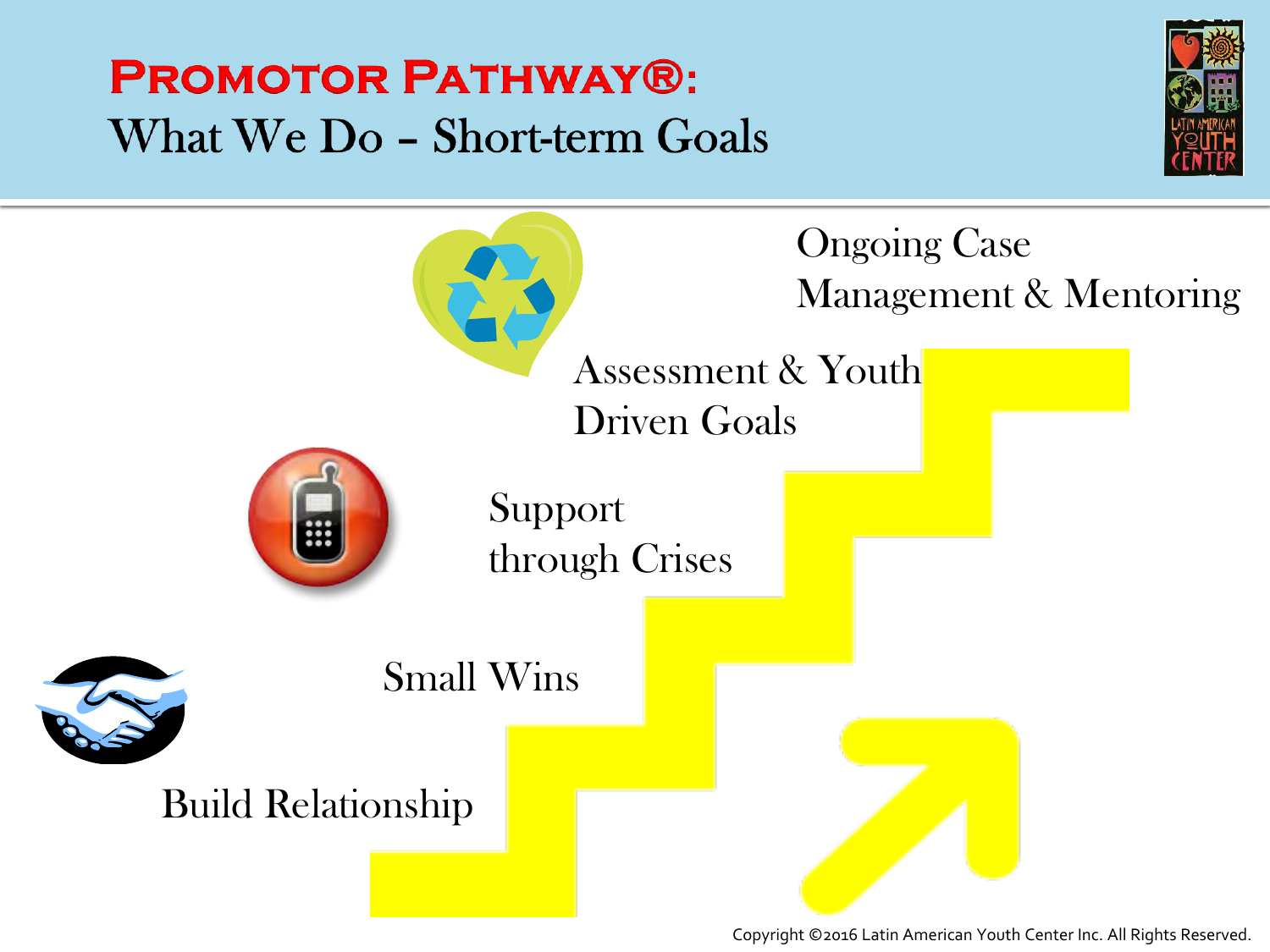# Promotor Pathway®: What We Do – Short-term Goals

Ongoing Case Management & Mentoring

Assessment & Youth Driven Goals

Support through Crises

Small Wins

Build Relationship

Copyright ©2016 Latin American Youth Center Inc. All Rights Reserved.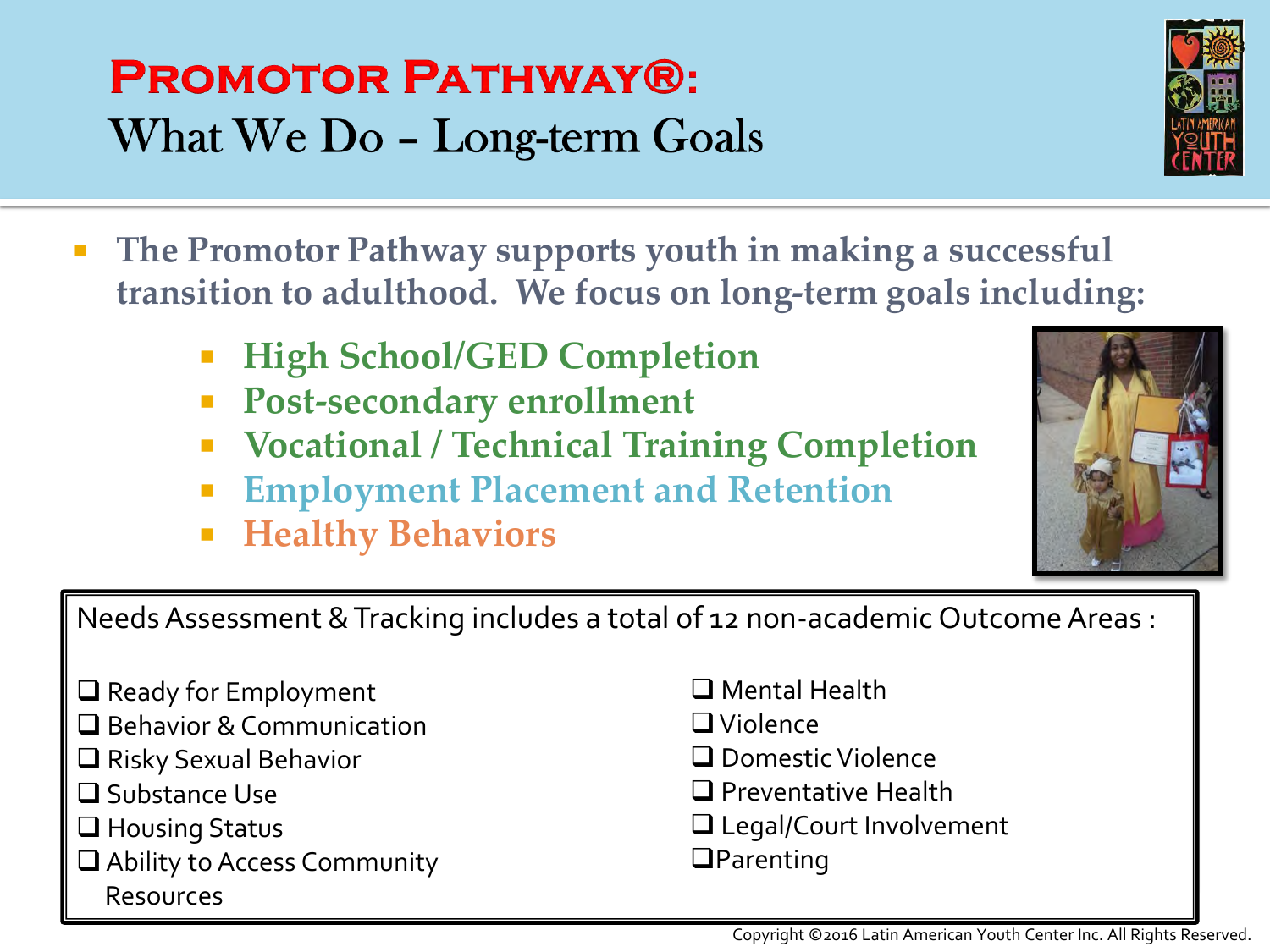# Promotor Pathway®:
## What We Do – Long-term Goals

- **The Promotor Pathway supports youth in making a successful transition to adulthood. We focus on long-term goals including:**
  - **High School/GED Completion**
  - **Post-secondary enrollment**
  - **Vocational / Technical Training Completion**
  - **Employment Placement and Retention**
  - **Healthy Behaviors**

Needs Assessment & Tracking includes a total of 12 non-academic Outcome Areas :

- ❑ Ready for Employment
- ❑ Behavior & Communication
- ❑ Risky Sexual Behavior
- ❑ Substance Use
- ❑ Housing Status
- ❑ Ability to Access Community Resources
- ❑ Mental Health
- ❑ Violence
- ❑ Domestic Violence
- ❑ Preventative Health
- ❑ Legal/Court Involvement
- ❑ Parenting

Copyright ©2016 Latin American Youth Center Inc. All Rights Reserved.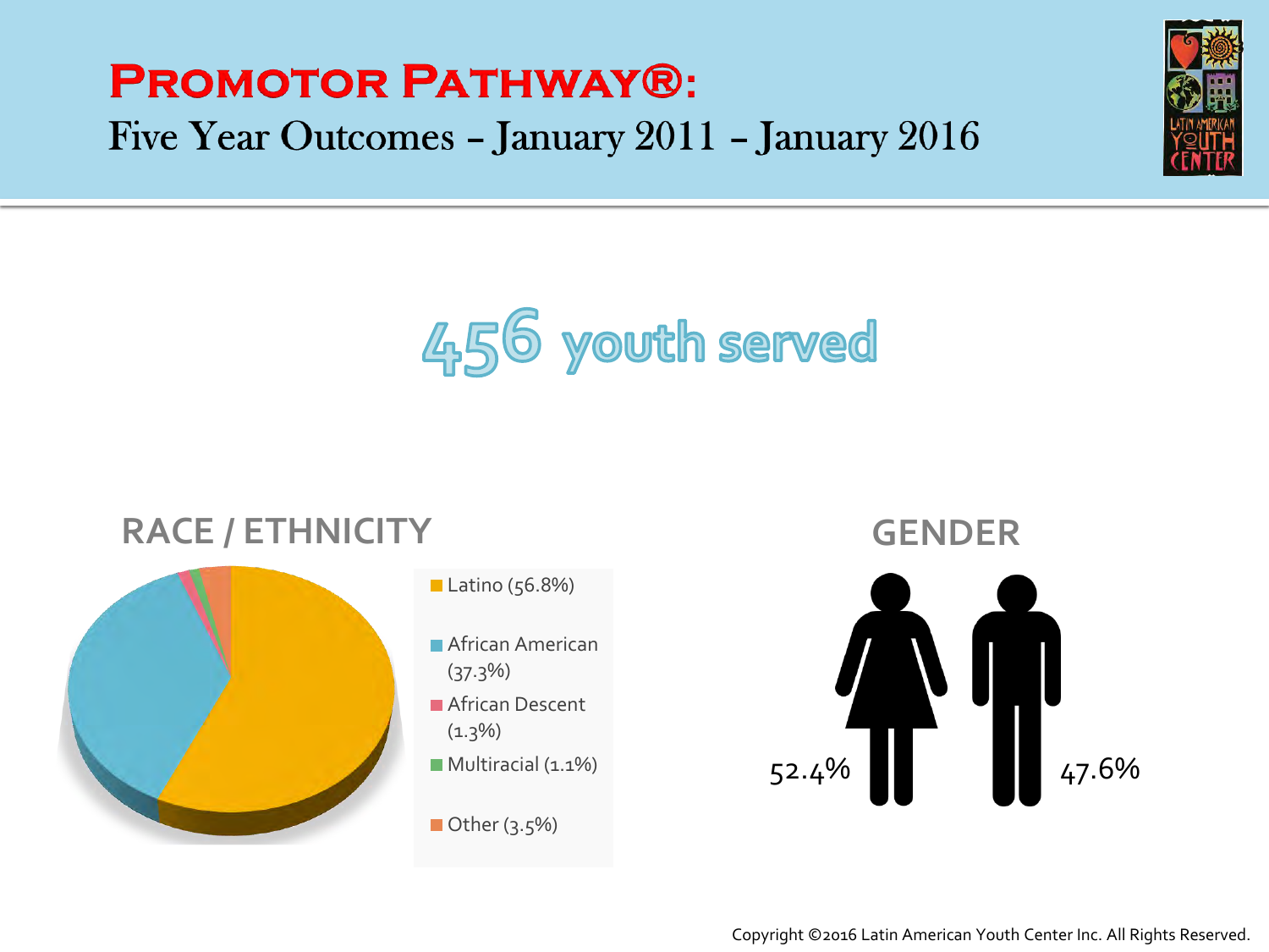# Promotor Pathway®:

## Five Year Outcomes – January 2011 – January 2016

# 456 youth served

## RACE / ETHNICITY

- Latino (56.8%)
- African American (37.3%)
- African Descent (1.3%)
- Multiracial (1.1%)
- Other (3.5%)

## GENDER

52.4%

47.6%

Copyright ©2016 Latin American Youth Center Inc. All Rights Reserved.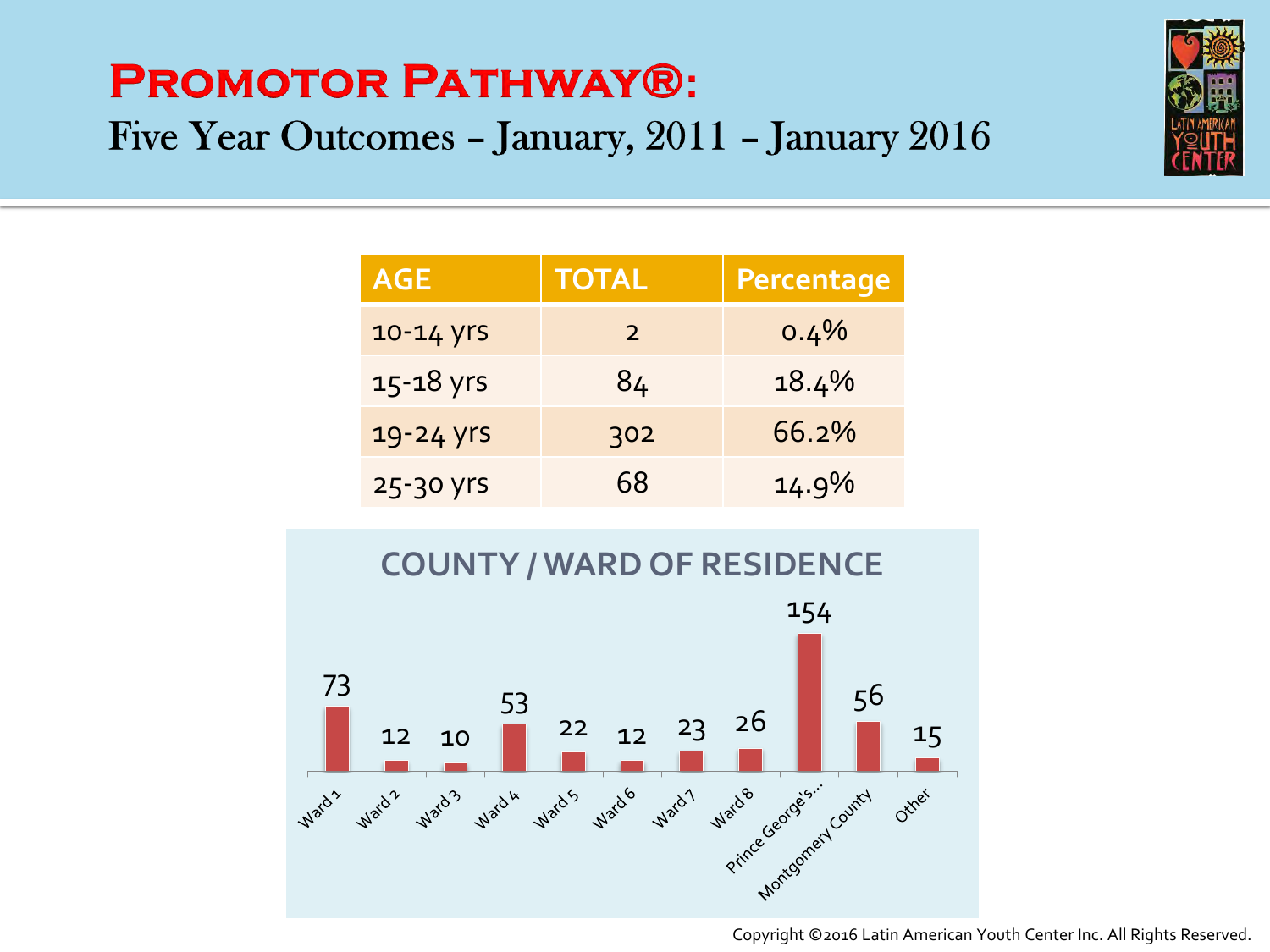# Promotor Pathway®:

## Five Year Outcomes – January, 2011 – January 2016

| AGE | TOTAL | Percentage |
|---|---|---|
| 10-14 yrs | 2 | 0.4% |
| 15-18 yrs | 84 | 18.4% |
| 19-24 yrs | 302 | 66.2% |
| 25-30 yrs | 68 | 14.9% |

### COUNTY / WARD OF RESIDENCE

| Ward 1 | Ward 2 | Ward 3 | Ward 4 | Ward 5 | Ward 6 | Ward 7 | Ward 8 | Prince George's... | Montgomery County | Other |
|---|---|---|---|---|---|---|---|---|---|---|
| 73 | 12 | 10 | 53 | 22 | 12 | 23 | 26 | 154 | 56 | 15 |

Copyright ©2016 Latin American Youth Center Inc. All Rights Reserved.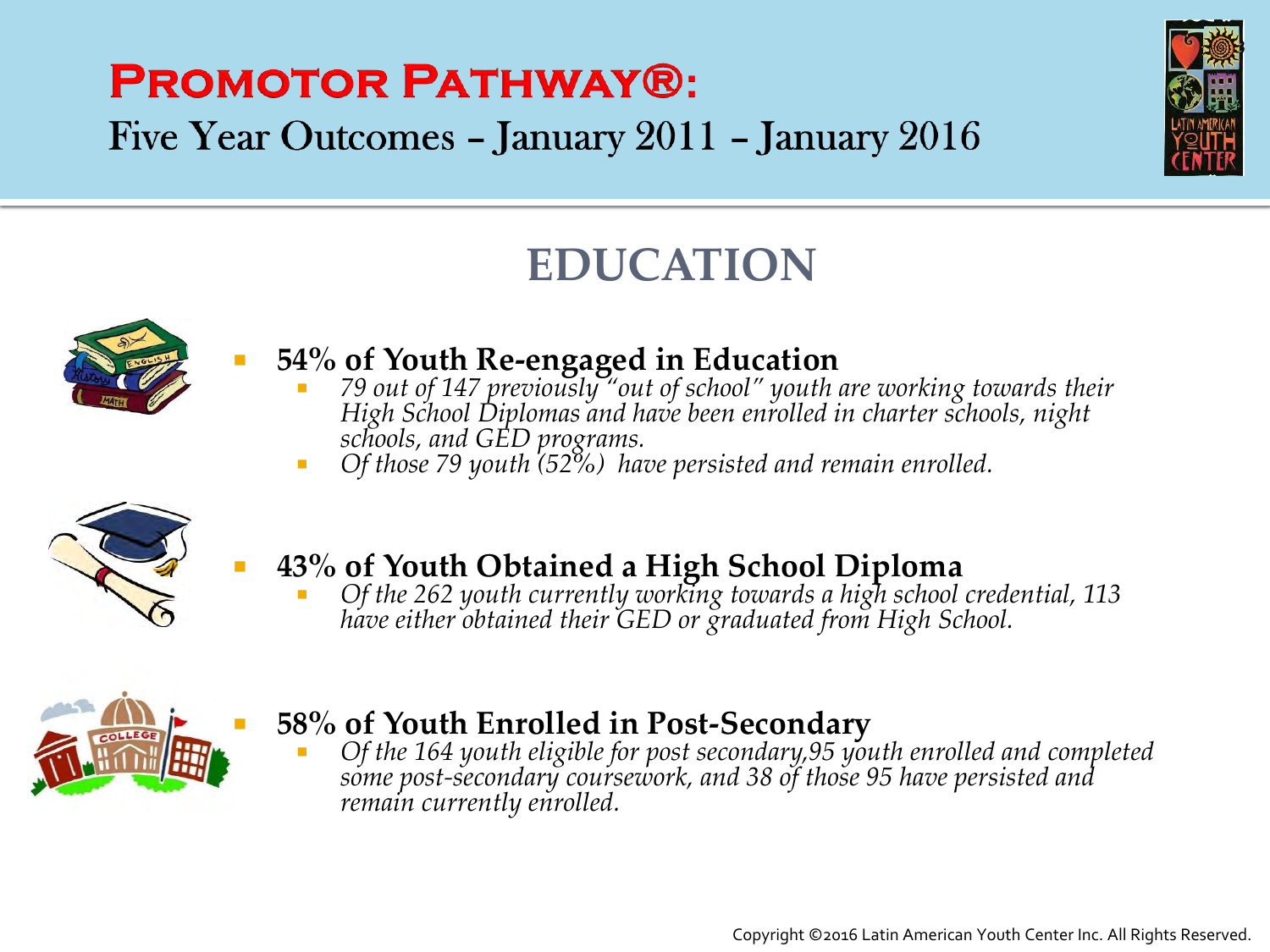# Promotor Pathway®:

Five Year Outcomes – January 2011 – January 2016

## EDUCATION

- **54% of Youth Re-engaged in Education**
  - *79 out of 147 previously "out of school" youth are working towards their High School Diplomas and have been enrolled in charter schools, night schools, and GED programs.*
  - *Of those 79 youth (52%) have persisted and remain enrolled.*

- **43% of Youth Obtained a High School Diploma**
  - *Of the 262 youth currently working towards a high school credential, 113 have either obtained their GED or graduated from High School.*

- **58% of Youth Enrolled in Post-Secondary**
  - *Of the 164 youth eligible for post secondary,95 youth enrolled and completed some post-secondary coursework, and 38 of those 95 have persisted and remain currently enrolled.*

Copyright ©2016 Latin American Youth Center Inc. All Rights Reserved.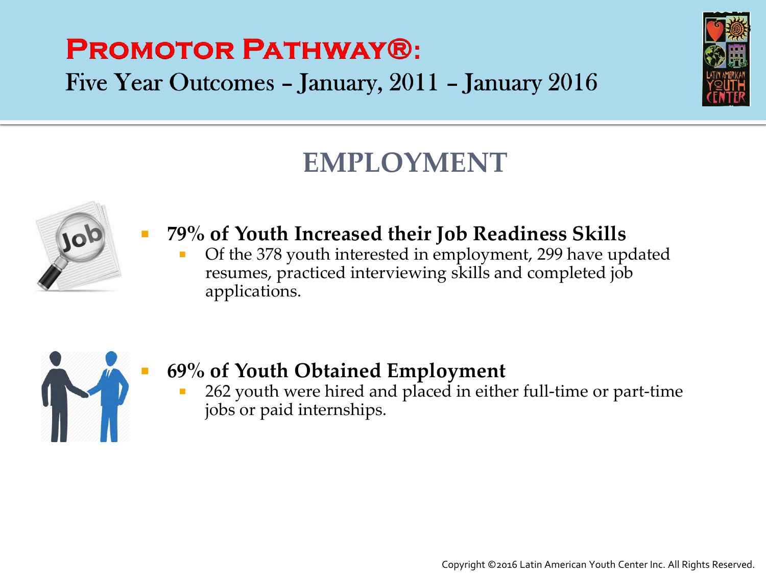# Promotor Pathway®:

Five Year Outcomes – January, 2011 – January 2016

## EMPLOYMENT

- **79% of Youth Increased their Job Readiness Skills**
  - Of the 378 youth interested in employment, 299 have updated resumes, practiced interviewing skills and completed job applications.

- **69% of Youth Obtained Employment**
  - 262 youth were hired and placed in either full-time or part-time jobs or paid internships.

Copyright ©2016 Latin American Youth Center Inc. All Rights Reserved.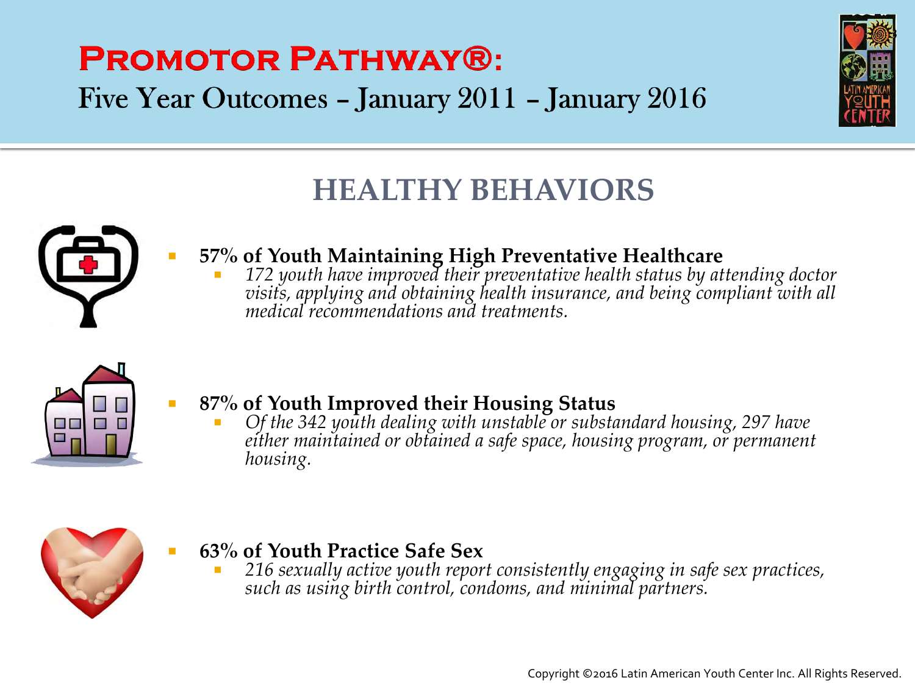# Promotor Pathway®:

Five Year Outcomes – January 2011 – January 2016

## HEALTHY BEHAVIORS

- **57% of Youth Maintaining High Preventative Healthcare**
  - *172 youth have improved their preventative health status by attending doctor visits, applying and obtaining health insurance, and being compliant with all medical recommendations and treatments.*

- **87% of Youth Improved their Housing Status**
  - *Of the 342 youth dealing with unstable or substandard housing, 297 have either maintained or obtained a safe space, housing program, or permanent housing.*

- **63% of Youth Practice Safe Sex**
  - *216 sexually active youth report consistently engaging in safe sex practices, such as using birth control, condoms, and minimal partners.*

Copyright ©2016 Latin American Youth Center Inc. All Rights Reserved.